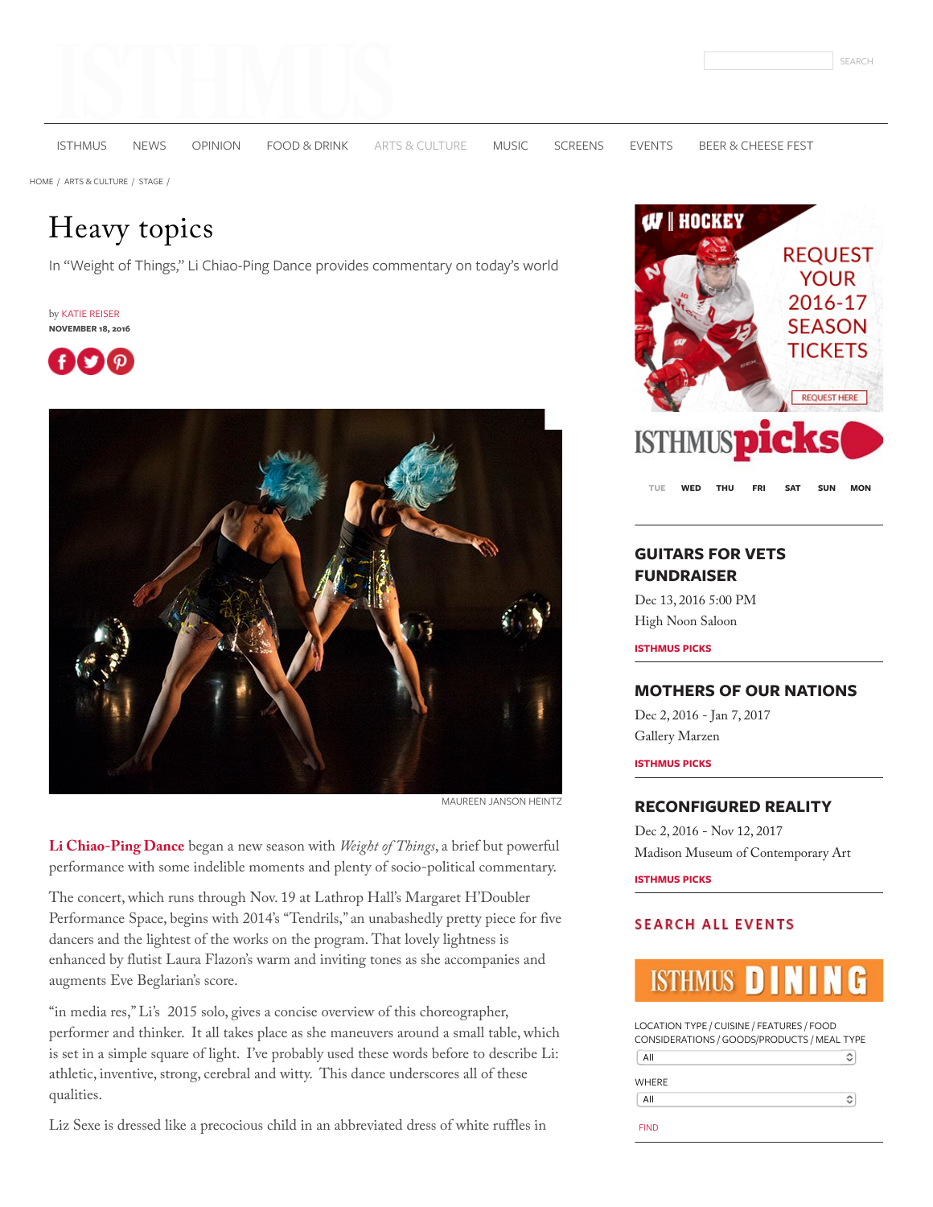HOME / ARTS & CULTURE / STAGE /

# Heavy topics

In "Weight of Things," Li Chiao-Ping Dance provides commentary on today's world

by KATIE REISER
**NOVEMBER 18, 2016**

MAUREEN JANSON HEINTZ

**Li Chiao-Ping Dance** began a new season with *Weight of Things*, a brief but powerful performance with some indelible moments and plenty of socio-political commentary.

The concert, which runs through Nov. 19 at Lathrop Hall's Margaret H'Doubler Performance Space, begins with 2014's "Tendrils," an unabashedly pretty piece for five dancers and the lightest of the works on the program. That lovely lightness is enhanced by flutist Laura Flazon's warm and inviting tones as she accompanies and augments Eve Beglarian's score.

"in media res," Li's 2015 solo, gives a concise overview of this choreographer, performer and thinker. It all takes place as she maneuvers around a small table, which is set in a simple square of light. I've probably used these words before to describe Li: athletic, inventive, strong, cerebral and witty. This dance underscores all of these qualities.

Liz Sexe is dressed like a precocious child in an abbreviated dress of white ruffles in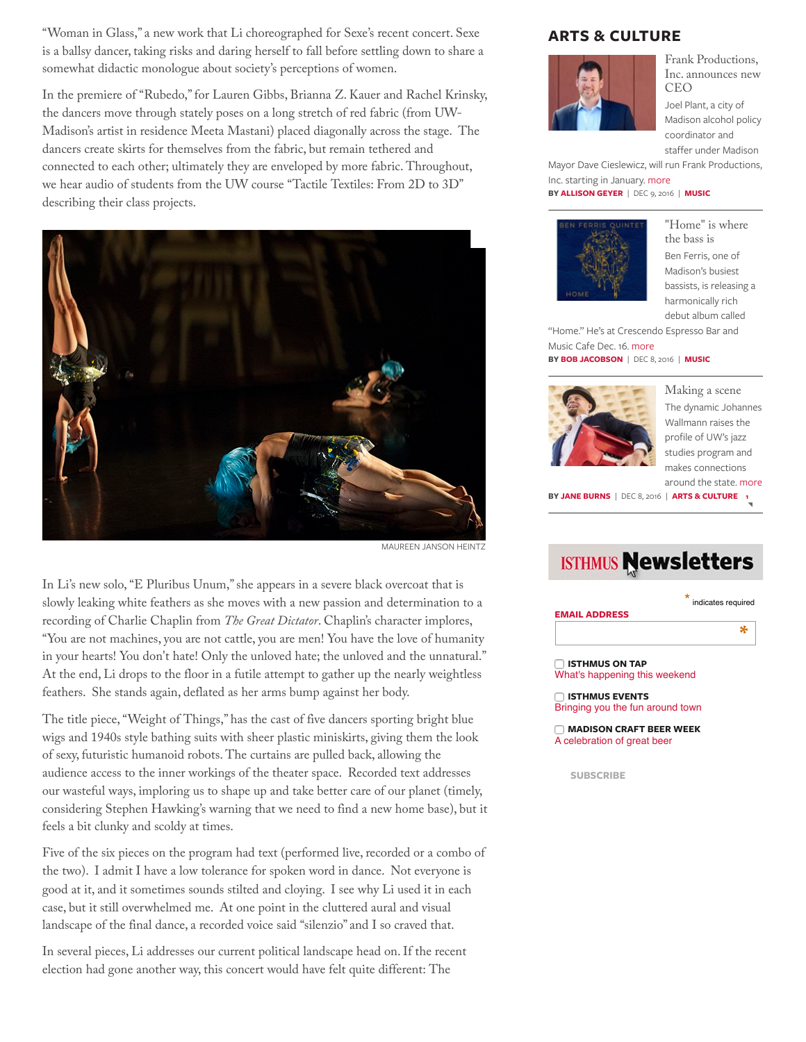"Woman in Glass," a new work that Li choreographed for Sexe's recent concert. Sexe is a ballsy dancer, taking risks and daring herself to fall before settling down to share a somewhat didactic monologue about society's perceptions of women.

In the premiere of "Rubedo," for Lauren Gibbs, Brianna Z. Kauer and Rachel Krinsky, the dancers move through stately poses on a long stretch of red fabric (from UW-Madison's artist in residence Meeta Mastani) placed diagonally across the stage. The dancers create skirts for themselves from the fabric, but remain tethered and connected to each other; ultimately they are enveloped by more fabric. Throughout, we hear audio of students from the UW course "Tactile Textiles: From 2D to 3D" describing their class projects.

MAUREEN JANSON HEINTZ

In Li's new solo, "E Pluribus Unum," she appears in a severe black overcoat that is slowly leaking white feathers as she moves with a new passion and determination to a recording of Charlie Chaplin from *The Great Dictator*. Chaplin's character implores, "You are not machines, you are not cattle, you are men! You have the love of humanity in your hearts! You don't hate! Only the unloved hate; the unloved and the unnatural." At the end, Li drops to the floor in a futile attempt to gather up the nearly weightless feathers. She stands again, deflated as her arms bump against her body.

The title piece, "Weight of Things," has the cast of five dancers sporting bright blue wigs and 1940s style bathing suits with sheer plastic miniskirts, giving them the look of sexy, futuristic humanoid robots. The curtains are pulled back, allowing the audience access to the inner workings of the theater space. Recorded text addresses our wasteful ways, imploring us to shape up and take better care of our planet (timely, considering Stephen Hawking's warning that we need to find a new home base), but it feels a bit clunky and scoldy at times.

Five of the six pieces on the program had text (performed live, recorded or a combo of the two). I admit I have a low tolerance for spoken word in dance. Not everyone is good at it, and it sometimes sounds stilted and cloying. I see why Li used it in each case, but it still overwhelmed me. At one point in the cluttered aural and visual landscape of the final dance, a recorded voice said "silenzio" and I so craved that.

In several pieces, Li addresses our current political landscape head on. If the recent election had gone another way, this concert would have felt quite different: The

## ARTS & CULTURE

**Frank Productions, Inc. announces new CEO**

Joel Plant, a city of Madison alcohol policy coordinator and staffer under Madison Mayor Dave Cieslewicz, will run Frank Productions, Inc. starting in January. more

BY ALLISON GEYER | DEC 9, 2016 | MUSIC

**"Home" is where the bass is**

Ben Ferris, one of Madison's busiest bassists, is releasing a harmonically rich debut album called "Home." He's at Crescendo Espresso Bar and Music Cafe Dec. 16. more

BY BOB JACOBSON | DEC 8, 2016 | MUSIC

**Making a scene**

The dynamic Johannes Wallmann raises the profile of UW's jazz studies program and makes connections around the state. more

BY JANE BURNS | DEC 8, 2016 | ARTS & CULTURE

## ISTHMUS Newsletters

* indicates required

EMAIL ADDRESS *

- ISTHMUS ON TAP — What's happening this weekend
- ISTHMUS EVENTS — Bringing you the fun around town
- MADISON CRAFT BEER WEEK — A celebration of great beer

SUBSCRIBE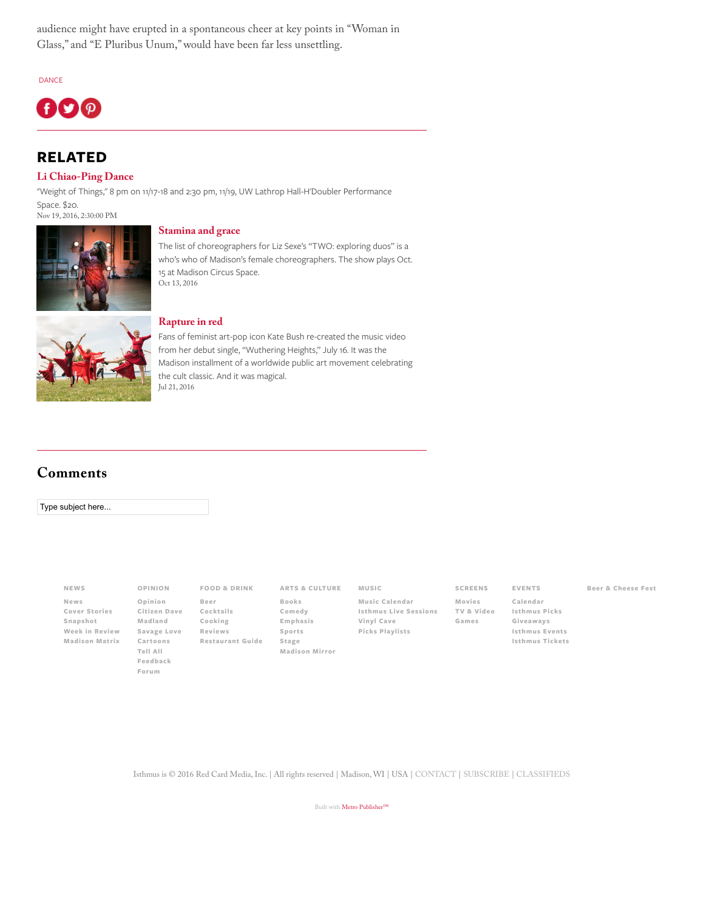audience might have erupted in a spontaneous cheer at key points in "Woman in Glass," and "E Pluribus Unum," would have been far less unsettling.

DANCE

## RELATED

### Li Chiao-Ping Dance

"Weight of Things," 8 pm on 11/17-18 and 2:30 pm, 11/19, UW Lathrop Hall-H'Doubler Performance Space. $20.

Nov 19, 2016, 2:30:00 PM

### Stamina and grace

The list of choreographers for Liz Sexe's "TWO: exploring duos" is a who's who of Madison's female choreographers. The show plays Oct. 15 at Madison Circus Space.

Oct 13, 2016

### Rapture in red

Fans of feminist art-pop icon Kate Bush re-created the music video from her debut single, "Wuthering Heights," July 16. It was the Madison installment of a worldwide public art movement celebrating the cult classic. And it was magical.

Jul 21, 2016

## Comments

Type subject here...

NEWS
- News
- Cover Stories
- Snapshot
- Week in Review
- Madison Matrix

OPINION
- Opinion
- Citizen Dave
- Madland
- Savage Love
- Cartoons
- Tell All
- Feedback
- Forum

FOOD & DRINK
- Beer
- Cocktails
- Cooking
- Reviews
- Restaurant Guide

ARTS & CULTURE
- Books
- Comedy
- Emphasis
- Sports
- Stage
- Madison Mirror

MUSIC
- Music Calendar
- Isthmus Live Sessions
- Vinyl Cave
- Picks Playlists

SCREENS
- Movies
- TV & Video
- Games

EVENTS
- Calendar
- Isthmus Picks
- Giveaways
- Isthmus Events
- Isthmus Tickets

Beer & Cheese Fest

Isthmus is © 2016 Red Card Media, Inc. | All rights reserved | Madison, WI | USA | CONTACT | SUBSCRIBE | CLASSIFIEDS

Built with Metro Publisher™